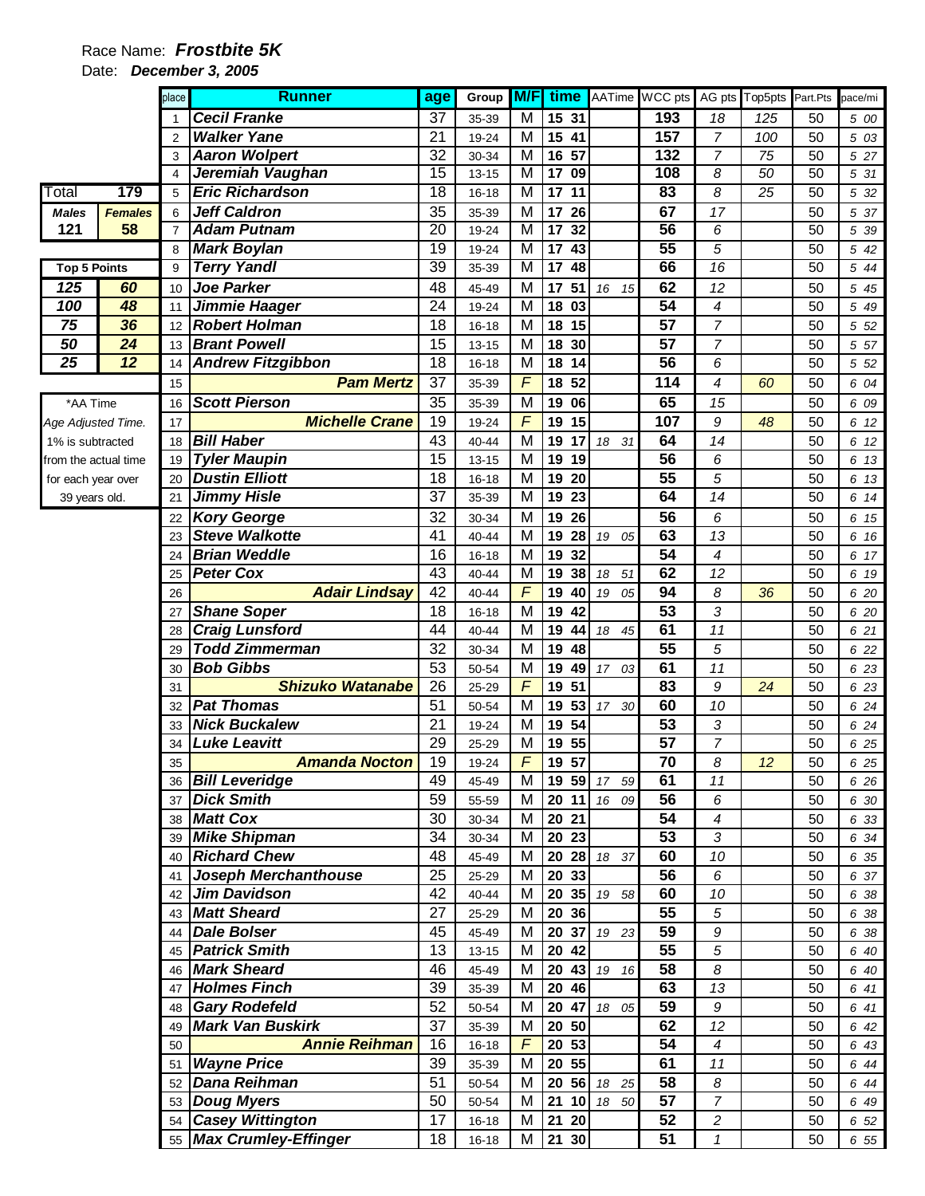Race Name: ***Frostbite 5K***

Date: ***December 3, 2005***

| Total | 179 |
|---|---|
| **Males** | **Females** |
| 121 | 58 |

| Top 5 Points | |
|---|---|
| 125 | 60 |
| 100 | 48 |
| 75 | 36 |
| 50 | 24 |
| 25 | 12 |

*AA Time
Age Adjusted Time.
1% is subtracted from the actual time for each year over 39 years old.

| place | Runner | age | Group | M/F | time | AATime | WCC pts | AG pts | Top5pts | Part.Pts | pace/mi |
|---|---|---|---|---|---|---|---|---|---|---|---|
| 1 | Cecil Franke | 37 | 35-39 | M | 15 31 | | 193 | 18 | 125 | 50 | 5 00 |
| 2 | Walker Yane | 21 | 19-24 | M | 15 41 | | 157 | 7 | 100 | 50 | 5 03 |
| 3 | Aaron Wolpert | 32 | 30-34 | M | 16 57 | | 132 | 7 | 75 | 50 | 5 27 |
| 4 | Jeremiah Vaughan | 15 | 13-15 | M | 17 09 | | 108 | 8 | 50 | 50 | 5 31 |
| 5 | Eric Richardson | 18 | 16-18 | M | 17 11 | | 83 | 8 | 25 | 50 | 5 32 |
| 6 | Jeff Caldron | 35 | 35-39 | M | 17 26 | | 67 | 17 | | 50 | 5 37 |
| 7 | Adam Putnam | 20 | 19-24 | M | 17 32 | | 56 | 6 | | 50 | 5 39 |
| 8 | Mark Boylan | 19 | 19-24 | M | 17 43 | | 55 | 5 | | 50 | 5 42 |
| 9 | Terry Yandl | 39 | 35-39 | M | 17 48 | | 66 | 16 | | 50 | 5 44 |
| 10 | Joe Parker | 48 | 45-49 | M | 17 51 | 16 15 | 62 | 12 | | 50 | 5 45 |
| 11 | Jimmie Haager | 24 | 19-24 | M | 18 03 | | 54 | 4 | | 50 | 5 49 |
| 12 | Robert Holman | 18 | 16-18 | M | 18 15 | | 57 | 7 | | 50 | 5 52 |
| 13 | Brant Powell | 15 | 13-15 | M | 18 30 | | 57 | 7 | | 50 | 5 57 |
| 14 | Andrew Fitzgibbon | 18 | 16-18 | M | 18 14 | | 56 | 6 | | 50 | 5 52 |
| 15 | Pam Mertz | 37 | 35-39 | F | 18 52 | | 114 | 4 | 60 | 50 | 6 04 |
| 16 | Scott Pierson | 35 | 35-39 | M | 19 06 | | 65 | 15 | | 50 | 6 09 |
| 17 | Michelle Crane | 19 | 19-24 | F | 19 15 | | 107 | 9 | 48 | 50 | 6 12 |
| 18 | Bill Haber | 43 | 40-44 | M | 19 17 | 18 31 | 64 | 14 | | 50 | 6 12 |
| 19 | Tyler Maupin | 15 | 13-15 | M | 19 19 | | 56 | 6 | | 50 | 6 13 |
| 20 | Dustin Elliott | 18 | 16-18 | M | 19 20 | | 55 | 5 | | 50 | 6 13 |
| 21 | Jimmy Hisle | 37 | 35-39 | M | 19 23 | | 64 | 14 | | 50 | 6 14 |
| 22 | Kory George | 32 | 30-34 | M | 19 26 | | 56 | 6 | | 50 | 6 15 |
| 23 | Steve Walkotte | 41 | 40-44 | M | 19 28 | 19 05 | 63 | 13 | | 50 | 6 16 |
| 24 | Brian Weddle | 16 | 16-18 | M | 19 32 | | 54 | 4 | | 50 | 6 17 |
| 25 | Peter Cox | 43 | 40-44 | M | 19 38 | 18 51 | 62 | 12 | | 50 | 6 19 |
| 26 | Adair Lindsay | 42 | 40-44 | F | 19 40 | 19 05 | 94 | 8 | 36 | 50 | 6 20 |
| 27 | Shane Soper | 18 | 16-18 | M | 19 42 | | 53 | 3 | | 50 | 6 20 |
| 28 | Craig Lunsford | 44 | 40-44 | M | 19 44 | 18 45 | 61 | 11 | | 50 | 6 21 |
| 29 | Todd Zimmerman | 32 | 30-34 | M | 19 48 | | 55 | 5 | | 50 | 6 22 |
| 30 | Bob Gibbs | 53 | 50-54 | M | 19 49 | 17 03 | 61 | 11 | | 50 | 6 23 |
| 31 | Shizuko Watanabe | 26 | 25-29 | F | 19 51 | | 83 | 9 | 24 | 50 | 6 23 |
| 32 | Pat Thomas | 51 | 50-54 | M | 19 53 | 17 30 | 60 | 10 | | 50 | 6 24 |
| 33 | Nick Buckalew | 21 | 19-24 | M | 19 54 | | 53 | 3 | | 50 | 6 24 |
| 34 | Luke Leavitt | 29 | 25-29 | M | 19 55 | | 57 | 7 | | 50 | 6 25 |
| 35 | Amanda Nocton | 19 | 19-24 | F | 19 57 | | 70 | 8 | 12 | 50 | 6 25 |
| 36 | Bill Leveridge | 49 | 45-49 | M | 19 59 | 17 59 | 61 | 11 | | 50 | 6 26 |
| 37 | Dick Smith | 59 | 55-59 | M | 20 11 | 16 09 | 56 | 6 | | 50 | 6 30 |
| 38 | Matt Cox | 30 | 30-34 | M | 20 21 | | 54 | 4 | | 50 | 6 33 |
| 39 | Mike Shipman | 34 | 30-34 | M | 20 23 | | 53 | 3 | | 50 | 6 34 |
| 40 | Richard Chew | 48 | 45-49 | M | 20 28 | 18 37 | 60 | 10 | | 50 | 6 35 |
| 41 | Joseph Merchanthouse | 25 | 25-29 | M | 20 33 | | 56 | 6 | | 50 | 6 37 |
| 42 | Jim Davidson | 42 | 40-44 | M | 20 35 | 19 58 | 60 | 10 | | 50 | 6 38 |
| 43 | Matt Sheard | 27 | 25-29 | M | 20 36 | | 55 | 5 | | 50 | 6 38 |
| 44 | Dale Bolser | 45 | 45-49 | M | 20 37 | 19 23 | 59 | 9 | | 50 | 6 38 |
| 45 | Patrick Smith | 13 | 13-15 | M | 20 42 | | 55 | 5 | | 50 | 6 40 |
| 46 | Mark Sheard | 46 | 45-49 | M | 20 43 | 19 16 | 58 | 8 | | 50 | 6 40 |
| 47 | Holmes Finch | 39 | 35-39 | M | 20 46 | | 63 | 13 | | 50 | 6 41 |
| 48 | Gary Rodefeld | 52 | 50-54 | M | 20 47 | 18 05 | 59 | 9 | | 50 | 6 41 |
| 49 | Mark Van Buskirk | 37 | 35-39 | M | 20 50 | | 62 | 12 | | 50 | 6 42 |
| 50 | Annie Reihman | 16 | 16-18 | F | 20 53 | | 54 | 4 | | 50 | 6 43 |
| 51 | Wayne Price | 39 | 35-39 | M | 20 55 | | 61 | 11 | | 50 | 6 44 |
| 52 | Dana Reihman | 51 | 50-54 | M | 20 56 | 18 25 | 58 | 8 | | 50 | 6 44 |
| 53 | Doug Myers | 50 | 50-54 | M | 21 10 | 18 50 | 57 | 7 | | 50 | 6 49 |
| 54 | Casey Wittington | 17 | 16-18 | M | 21 20 | | 52 | 2 | | 50 | 6 52 |
| 55 | Max Crumley-Effinger | 18 | 16-18 | M | 21 30 | | 51 | 1 | | 50 | 6 55 |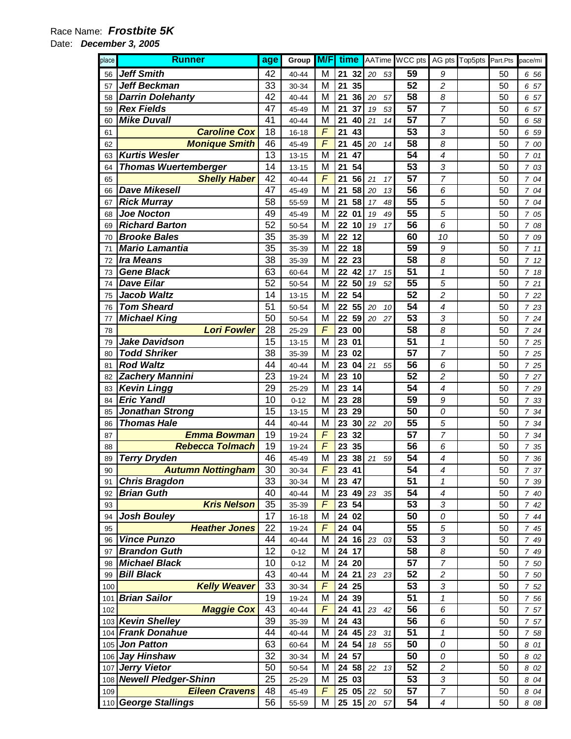Race Name: ***Frostbite 5K***

Date: ***December 3, 2005***

| place | Runner | age | Group | M/F | time | AATime | WCC pts | AG pts | Top5pts | Part.Pts | pace/mi |
|---|---|---|---|---|---|---|---|---|---|---|---|
| 56 | Jeff Smith | 42 | 40-44 | M | 21 32 | 20 53 | 59 | 9 | | 50 | 6 56 |
| 57 | Jeff Beckman | 33 | 30-34 | M | 21 35 | | 52 | 2 | | 50 | 6 57 |
| 58 | Darrin Dolehanty | 42 | 40-44 | M | 21 36 | 20 57 | 58 | 8 | | 50 | 6 57 |
| 59 | Rex Fields | 47 | 45-49 | M | 21 37 | 19 53 | 57 | 7 | | 50 | 6 57 |
| 60 | Mike Duvall | 41 | 40-44 | M | 21 40 | 21 14 | 57 | 7 | | 50 | 6 58 |
| 61 | Caroline Cox | 18 | 16-18 | F | 21 43 | | 53 | 3 | | 50 | 6 59 |
| 62 | Monique Smith | 46 | 45-49 | F | 21 45 | 20 14 | 58 | 8 | | 50 | 7 00 |
| 63 | Kurtis Wesler | 13 | 13-15 | M | 21 47 | | 54 | 4 | | 50 | 7 01 |
| 64 | Thomas Wuertemberger | 14 | 13-15 | M | 21 54 | | 53 | 3 | | 50 | 7 03 |
| 65 | Shelly Haber | 42 | 40-44 | F | 21 56 | 21 17 | 57 | 7 | | 50 | 7 04 |
| 66 | Dave Mikesell | 47 | 45-49 | M | 21 58 | 20 13 | 56 | 6 | | 50 | 7 04 |
| 67 | Rick Murray | 58 | 55-59 | M | 21 58 | 17 48 | 55 | 5 | | 50 | 7 04 |
| 68 | Joe Nocton | 49 | 45-49 | M | 22 01 | 19 49 | 55 | 5 | | 50 | 7 05 |
| 69 | Richard Barton | 52 | 50-54 | M | 22 10 | 19 17 | 56 | 6 | | 50 | 7 08 |
| 70 | Brooke Bales | 35 | 35-39 | M | 22 12 | | 60 | 10 | | 50 | 7 09 |
| 71 | Mario Lamantia | 35 | 35-39 | M | 22 18 | | 59 | 9 | | 50 | 7 11 |
| 72 | Ira Means | 38 | 35-39 | M | 22 23 | | 58 | 8 | | 50 | 7 12 |
| 73 | Gene Black | 63 | 60-64 | M | 22 42 | 17 15 | 51 | 1 | | 50 | 7 18 |
| 74 | Dave Eilar | 52 | 50-54 | M | 22 50 | 19 52 | 55 | 5 | | 50 | 7 21 |
| 75 | Jacob Waltz | 14 | 13-15 | M | 22 54 | | 52 | 2 | | 50 | 7 22 |
| 76 | Tom Sheard | 51 | 50-54 | M | 22 55 | 20 10 | 54 | 4 | | 50 | 7 23 |
| 77 | Michael King | 50 | 50-54 | M | 22 59 | 20 27 | 53 | 3 | | 50 | 7 24 |
| 78 | Lori Fowler | 28 | 25-29 | F | 23 00 | | 58 | 8 | | 50 | 7 24 |
| 79 | Jake Davidson | 15 | 13-15 | M | 23 01 | | 51 | 1 | | 50 | 7 25 |
| 80 | Todd Shriker | 38 | 35-39 | M | 23 02 | | 57 | 7 | | 50 | 7 25 |
| 81 | Rod Waltz | 44 | 40-44 | M | 23 04 | 21 55 | 56 | 6 | | 50 | 7 25 |
| 82 | Zachery Mannini | 23 | 19-24 | M | 23 10 | | 52 | 2 | | 50 | 7 27 |
| 83 | Kevin Lingg | 29 | 25-29 | M | 23 14 | | 54 | 4 | | 50 | 7 29 |
| 84 | Eric Yandl | 10 | 0-12 | M | 23 28 | | 59 | 9 | | 50 | 7 33 |
| 85 | Jonathan Strong | 15 | 13-15 | M | 23 29 | | 50 | 0 | | 50 | 7 34 |
| 86 | Thomas Hale | 44 | 40-44 | M | 23 30 | 22 20 | 55 | 5 | | 50 | 7 34 |
| 87 | Emma Bowman | 19 | 19-24 | F | 23 32 | | 57 | 7 | | 50 | 7 34 |
| 88 | Rebecca Tolmach | 19 | 19-24 | F | 23 35 | | 56 | 6 | | 50 | 7 35 |
| 89 | Terry Dryden | 46 | 45-49 | M | 23 38 | 21 59 | 54 | 4 | | 50 | 7 36 |
| 90 | Autumn Nottingham | 30 | 30-34 | F | 23 41 | | 54 | 4 | | 50 | 7 37 |
| 91 | Chris Bragdon | 33 | 30-34 | M | 23 47 | | 51 | 1 | | 50 | 7 39 |
| 92 | Brian Guth | 40 | 40-44 | M | 23 49 | 23 35 | 54 | 4 | | 50 | 7 40 |
| 93 | Kris Nelson | 35 | 35-39 | F | 23 54 | | 53 | 3 | | 50 | 7 42 |
| 94 | Josh Bouley | 17 | 16-18 | M | 24 02 | | 50 | 0 | | 50 | 7 44 |
| 95 | Heather Jones | 22 | 19-24 | F | 24 04 | | 55 | 5 | | 50 | 7 45 |
| 96 | Vince Punzo | 44 | 40-44 | M | 24 16 | 23 03 | 53 | 3 | | 50 | 7 49 |
| 97 | Brandon Guth | 12 | 0-12 | M | 24 17 | | 58 | 8 | | 50 | 7 49 |
| 98 | Michael Black | 10 | 0-12 | M | 24 20 | | 57 | 7 | | 50 | 7 50 |
| 99 | Bill Black | 43 | 40-44 | M | 24 21 | 23 23 | 52 | 2 | | 50 | 7 50 |
| 100 | Kelly Weaver | 33 | 30-34 | F | 24 25 | | 53 | 3 | | 50 | 7 52 |
| 101 | Brian Sailor | 19 | 19-24 | M | 24 39 | | 51 | 1 | | 50 | 7 56 |
| 102 | Maggie Cox | 43 | 40-44 | F | 24 41 | 23 42 | 56 | 6 | | 50 | 7 57 |
| 103 | Kevin Shelley | 39 | 35-39 | M | 24 43 | | 56 | 6 | | 50 | 7 57 |
| 104 | Frank Donahue | 44 | 40-44 | M | 24 45 | 23 31 | 51 | 1 | | 50 | 7 58 |
| 105 | Jon Patton | 63 | 60-64 | M | 24 54 | 18 55 | 50 | 0 | | 50 | 8 01 |
| 106 | Jay Hinshaw | 32 | 30-34 | M | 24 57 | | 50 | 0 | | 50 | 8 02 |
| 107 | Jerry Vietor | 50 | 50-54 | M | 24 58 | 22 13 | 52 | 2 | | 50 | 8 02 |
| 108 | Newell Pledger-Shinn | 25 | 25-29 | M | 25 03 | | 53 | 3 | | 50 | 8 04 |
| 109 | Eileen Cravens | 48 | 45-49 | F | 25 05 | 22 50 | 57 | 7 | | 50 | 8 04 |
| 110 | George Stallings | 56 | 55-59 | M | 25 15 | 20 57 | 54 | 4 | | 50 | 8 08 |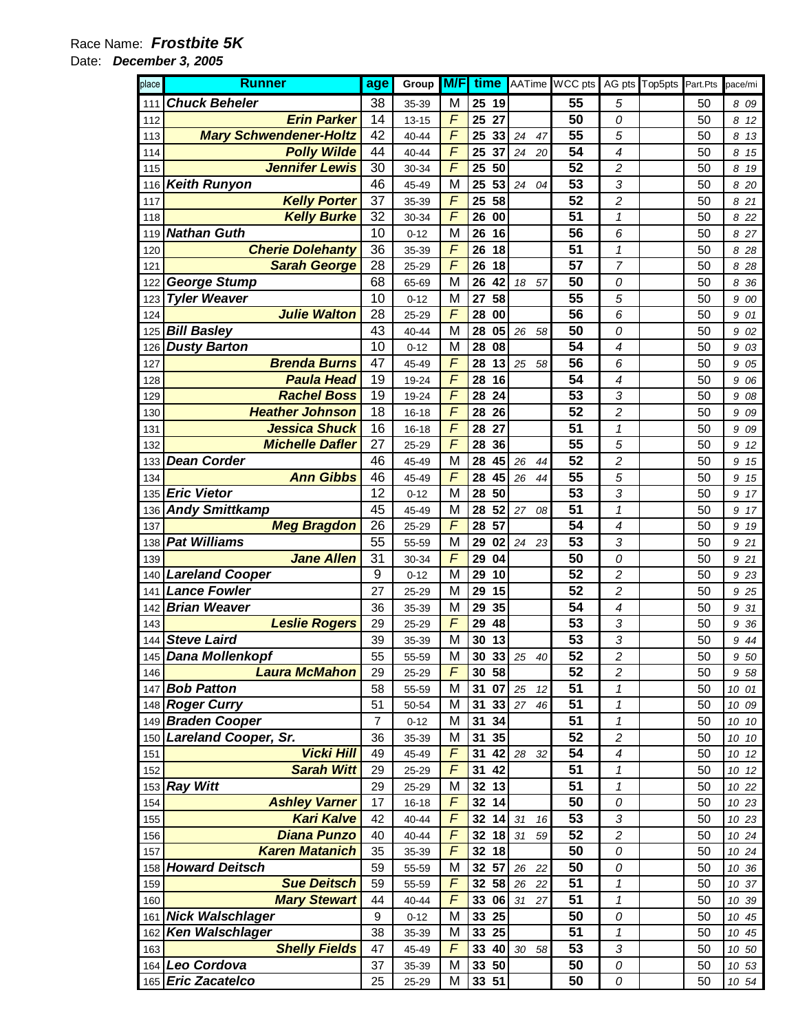Race Name: ***Frostbite 5K***

Date: ***December 3, 2005***

| place | Runner | age | Group | M/F | time | AATime | WCC pts | AG pts | Top5pts | Part.Pts | pace/mi |
|---|---|---|---|---|---|---|---|---|---|---|---|
| 111 | Chuck Beheler | 38 | 35-39 | M | 25 19 | | 55 | 5 | | 50 | 8 09 |
| 112 | Erin Parker | 14 | 13-15 | F | 25 27 | | 50 | 0 | | 50 | 8 12 |
| 113 | Mary Schwendener-Holtz | 42 | 40-44 | F | 25 33 | 24 47 | 55 | 5 | | 50 | 8 13 |
| 114 | Polly Wilde | 44 | 40-44 | F | 25 37 | 24 20 | 54 | 4 | | 50 | 8 15 |
| 115 | Jennifer Lewis | 30 | 30-34 | F | 25 50 | | 52 | 2 | | 50 | 8 19 |
| 116 | Keith Runyon | 46 | 45-49 | M | 25 53 | 24 04 | 53 | 3 | | 50 | 8 20 |
| 117 | Kelly Porter | 37 | 35-39 | F | 25 58 | | 52 | 2 | | 50 | 8 21 |
| 118 | Kelly Burke | 32 | 30-34 | F | 26 00 | | 51 | 1 | | 50 | 8 22 |
| 119 | Nathan Guth | 10 | 0-12 | M | 26 16 | | 56 | 6 | | 50 | 8 27 |
| 120 | Cherie Dolehanty | 36 | 35-39 | F | 26 18 | | 51 | 1 | | 50 | 8 28 |
| 121 | Sarah George | 28 | 25-29 | F | 26 18 | | 57 | 7 | | 50 | 8 28 |
| 122 | George Stump | 68 | 65-69 | M | 26 42 | 18 57 | 50 | 0 | | 50 | 8 36 |
| 123 | Tyler Weaver | 10 | 0-12 | M | 27 58 | | 55 | 5 | | 50 | 9 00 |
| 124 | Julie Walton | 28 | 25-29 | F | 28 00 | | 56 | 6 | | 50 | 9 01 |
| 125 | Bill Basley | 43 | 40-44 | M | 28 05 | 26 58 | 50 | 0 | | 50 | 9 02 |
| 126 | Dusty Barton | 10 | 0-12 | M | 28 08 | | 54 | 4 | | 50 | 9 03 |
| 127 | Brenda Burns | 47 | 45-49 | F | 28 13 | 25 58 | 56 | 6 | | 50 | 9 05 |
| 128 | Paula Head | 19 | 19-24 | F | 28 16 | | 54 | 4 | | 50 | 9 06 |
| 129 | Rachel Boss | 19 | 19-24 | F | 28 24 | | 53 | 3 | | 50 | 9 08 |
| 130 | Heather Johnson | 18 | 16-18 | F | 28 26 | | 52 | 2 | | 50 | 9 09 |
| 131 | Jessica Shuck | 16 | 16-18 | F | 28 27 | | 51 | 1 | | 50 | 9 09 |
| 132 | Michelle Dafler | 27 | 25-29 | F | 28 36 | | 55 | 5 | | 50 | 9 12 |
| 133 | Dean Corder | 46 | 45-49 | M | 28 45 | 26 44 | 52 | 2 | | 50 | 9 15 |
| 134 | Ann Gibbs | 46 | 45-49 | F | 28 45 | 26 44 | 55 | 5 | | 50 | 9 15 |
| 135 | Eric Vietor | 12 | 0-12 | M | 28 50 | | 53 | 3 | | 50 | 9 17 |
| 136 | Andy Smittkamp | 45 | 45-49 | M | 28 52 | 27 08 | 51 | 1 | | 50 | 9 17 |
| 137 | Meg Bragdon | 26 | 25-29 | F | 28 57 | | 54 | 4 | | 50 | 9 19 |
| 138 | Pat Williams | 55 | 55-59 | M | 29 02 | 24 23 | 53 | 3 | | 50 | 9 21 |
| 139 | Jane Allen | 31 | 30-34 | F | 29 04 | | 50 | 0 | | 50 | 9 21 |
| 140 | Lareland Cooper | 9 | 0-12 | M | 29 10 | | 52 | 2 | | 50 | 9 23 |
| 141 | Lance Fowler | 27 | 25-29 | M | 29 15 | | 52 | 2 | | 50 | 9 25 |
| 142 | Brian Weaver | 36 | 35-39 | M | 29 35 | | 54 | 4 | | 50 | 9 31 |
| 143 | Leslie Rogers | 29 | 25-29 | F | 29 48 | | 53 | 3 | | 50 | 9 36 |
| 144 | Steve Laird | 39 | 35-39 | M | 30 13 | | 53 | 3 | | 50 | 9 44 |
| 145 | Dana Mollenkopf | 55 | 55-59 | M | 30 33 | 25 40 | 52 | 2 | | 50 | 9 50 |
| 146 | Laura McMahon | 29 | 25-29 | F | 30 58 | | 52 | 2 | | 50 | 9 58 |
| 147 | Bob Patton | 58 | 55-59 | M | 31 07 | 25 12 | 51 | 1 | | 50 | 10 01 |
| 148 | Roger Curry | 51 | 50-54 | M | 31 33 | 27 46 | 51 | 1 | | 50 | 10 09 |
| 149 | Braden Cooper | 7 | 0-12 | M | 31 34 | | 51 | 1 | | 50 | 10 10 |
| 150 | Lareland Cooper, Sr. | 36 | 35-39 | M | 31 35 | | 52 | 2 | | 50 | 10 10 |
| 151 | Vicki Hill | 49 | 45-49 | F | 31 42 | 28 32 | 54 | 4 | | 50 | 10 12 |
| 152 | Sarah Witt | 29 | 25-29 | F | 31 42 | | 51 | 1 | | 50 | 10 12 |
| 153 | Ray Witt | 29 | 25-29 | M | 32 13 | | 51 | 1 | | 50 | 10 22 |
| 154 | Ashley Varner | 17 | 16-18 | F | 32 14 | | 50 | 0 | | 50 | 10 23 |
| 155 | Kari Kalve | 42 | 40-44 | F | 32 14 | 31 16 | 53 | 3 | | 50 | 10 23 |
| 156 | Diana Punzo | 40 | 40-44 | F | 32 18 | 31 59 | 52 | 2 | | 50 | 10 24 |
| 157 | Karen Matanich | 35 | 35-39 | F | 32 18 | | 50 | 0 | | 50 | 10 24 |
| 158 | Howard Deitsch | 59 | 55-59 | M | 32 57 | 26 22 | 50 | 0 | | 50 | 10 36 |
| 159 | Sue Deitsch | 59 | 55-59 | F | 32 58 | 26 22 | 51 | 1 | | 50 | 10 37 |
| 160 | Mary Stewart | 44 | 40-44 | F | 33 06 | 31 27 | 51 | 1 | | 50 | 10 39 |
| 161 | Nick Walschlager | 9 | 0-12 | M | 33 25 | | 50 | 0 | | 50 | 10 45 |
| 162 | Ken Walschlager | 38 | 35-39 | M | 33 25 | | 51 | 1 | | 50 | 10 45 |
| 163 | Shelly Fields | 47 | 45-49 | F | 33 40 | 30 58 | 53 | 3 | | 50 | 10 50 |
| 164 | Leo Cordova | 37 | 35-39 | M | 33 50 | | 50 | 0 | | 50 | 10 53 |
| 165 | Eric Zacatelco | 25 | 25-29 | M | 33 51 | | 50 | 0 | | 50 | 10 54 |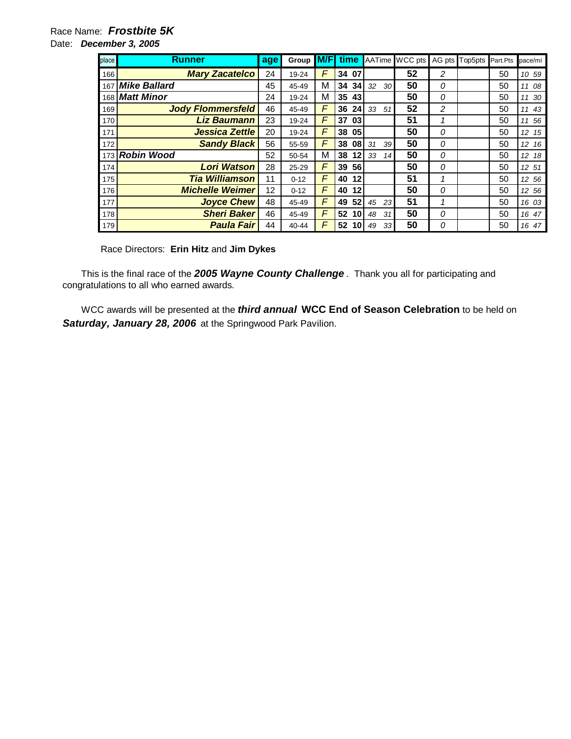Race Name: ***Frostbite 5K***
Date: ***December 3, 2005***

| place | Runner | age | Group | M/F | time | AATime | WCC pts | AG pts | Top5pts | Part.Pts | pace/mi |
|---|---|---|---|---|---|---|---|---|---|---|---|
| 166 | ***Mary Zacatelco*** | 24 | 19-24 | *F* | **34 07** | | **52** | *2* | | 50 | *10 59* |
| 167 | ***Mike Ballard*** | 45 | 45-49 | M | **34 34** | *32 30* | **50** | *0* | | 50 | *11 08* |
| 168 | ***Matt Minor*** | 24 | 19-24 | M | **35 43** | | **50** | *0* | | 50 | *11 30* |
| 169 | ***Jody Flommersfeld*** | 46 | 45-49 | *F* | **36 24** | *33 51* | **52** | *2* | | 50 | *11 43* |
| 170 | ***Liz Baumann*** | 23 | 19-24 | *F* | **37 03** | | **51** | *1* | | 50 | *11 56* |
| 171 | ***Jessica Zettle*** | 20 | 19-24 | *F* | **38 05** | | **50** | *0* | | 50 | *12 15* |
| 172 | ***Sandy Black*** | 56 | 55-59 | *F* | **38 08** | *31 39* | **50** | *0* | | 50 | *12 16* |
| 173 | ***Robin Wood*** | 52 | 50-54 | M | **38 12** | *33 14* | **50** | *0* | | 50 | *12 18* |
| 174 | ***Lori Watson*** | 28 | 25-29 | *F* | **39 56** | | **50** | *0* | | 50 | *12 51* |
| 175 | ***Tia Williamson*** | 11 | 0-12 | *F* | **40 12** | | **51** | *1* | | 50 | *12 56* |
| 176 | ***Michelle Weimer*** | 12 | 0-12 | *F* | **40 12** | | **50** | *0* | | 50 | *12 56* |
| 177 | ***Joyce Chew*** | 48 | 45-49 | *F* | **49 52** | *45 23* | **51** | *1* | | 50 | *16 03* |
| 178 | ***Sheri Baker*** | 46 | 45-49 | *F* | **52 10** | *48 31* | **50** | *0* | | 50 | *16 47* |
| 179 | ***Paula Fair*** | 44 | 40-44 | *F* | **52 10** | *49 33* | **50** | *0* | | 50 | *16 47* |

Race Directors: **Erin Hitz** and **Jim Dykes**

This is the final race of the ***2005 Wayne County Challenge*** . Thank you all for participating and congratulations to all who earned awards.

WCC awards will be presented at the ***third annual*** **WCC End of Season Celebration** to be held on ***Saturday, January 28, 2006*** at the Springwood Park Pavilion.